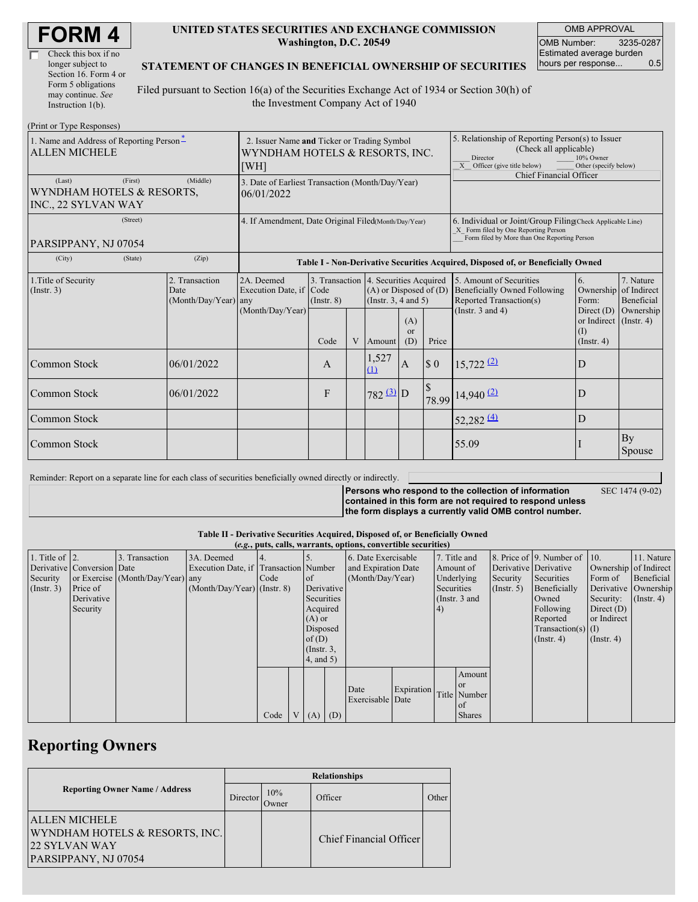# FORM 4

☐ Check this box if no longer subject to Section 16. Form 4 or Form 5 obligations may continue. *See* Instruction 1(b).

**UNITED STATES SECURITIES AND EXCHANGE COMMISSION**
**Washington, D.C. 20549**

**STATEMENT OF CHANGES IN BENEFICIAL OWNERSHIP OF SECURITIES**

Filed pursuant to Section 16(a) of the Securities Exchange Act of 1934 or Section 30(h) of the Investment Company Act of 1940

| OMB APPROVAL | |
|---|---|
| OMB Number: | 3235-0287 |
| Estimated average burden hours per response... | 0.5 |

(Print or Type Responses)

| | | |
|---|---|---|
| 1. Name and Address of Reporting Person * ALLEN MICHELE | 2. Issuer Name **and** Ticker or Trading Symbol WYNDHAM HOTELS & RESORTS, INC. [WH] | 5. Relationship of Reporting Person(s) to Issuer (Check all applicable) ___ Director ___ 10% Owner _X_ Officer (give title below) ___ Other (specify below) Chief Financial Officer |
| (Last) (First) (Middle) WYNDHAM HOTELS & RESORTS, INC., 22 SYLVAN WAY | 3. Date of Earliest Transaction (Month/Day/Year) 06/01/2022 | |
| (Street) PARSIPPANY, NJ 07054 | 4. If Amendment, Date Original Filed (Month/Day/Year) | 6. Individual or Joint/Group Filing (Check Applicable Line) _X_ Form filed by One Reporting Person ___ Form filed by More than One Reporting Person |
| (City) (State) (Zip) | | |

**Table I - Non-Derivative Securities Acquired, Disposed of, or Beneficially Owned**

| 1.Title of Security (Instr. 3) | 2. Transaction Date (Month/Day/Year) | 2A. Deemed Execution Date, if any (Month/Day/Year) | 3. Transaction Code (Instr. 8) | | 4. Securities Acquired (A) or Disposed of (D) (Instr. 3, 4 and 5) | | | 5. Amount of Securities Beneficially Owned Following Reported Transaction(s) (Instr. 3 and 4) | 6. Ownership Form: Direct (D) or Indirect (I) (Instr. 4) | 7. Nature of Indirect Beneficial Ownership (Instr. 4) |
|---|---|---|---|---|---|---|---|---|---|---|
| | | | Code | V | Amount | (A) or (D) | Price | | | |
| Common Stock | 06/01/2022 | | A | | 1,527 (1) | A | $ 0 | 15,722 (2) | D | |
| Common Stock | 06/01/2022 | | F | | 782 (3) | D | $ 78.99 | 14,940 (2) | D | |
| Common Stock | | | | | | | | 52,282 (4) | D | |
| Common Stock | | | | | | | | 55.09 | I | By Spouse |

Reminder: Report on a separate line for each class of securities beneficially owned directly or indirectly.

**Persons who respond to the collection of information contained in this form are not required to respond unless the form displays a currently valid OMB control number.** SEC 1474 (9-02)

**Table II - Derivative Securities Acquired, Disposed of, or Beneficially Owned**
***(e.g., puts, calls, warrants, options, convertible securities)***

| 1. Title of Derivative Security (Instr. 3) | 2. Conversion or Exercise Price of Derivative Security | 3. Transaction Date (Month/Day/Year) | 3A. Deemed Execution Date, if any (Month/Day/Year) | 4. Transaction Code (Instr. 8) | | 5. Number of Derivative Securities Acquired (A) or Disposed of (D) (Instr. 3, 4, and 5) | | 6. Date Exercisable and Expiration Date (Month/Day/Year) | | 7. Title and Amount of Underlying Securities (Instr. 3 and 4) | | 8. Price of Derivative Security (Instr. 5) | 9. Number of Derivative Securities Beneficially Owned Following Reported Transaction(s) (Instr. 4) | 10. Ownership Form of Derivative Security: Direct (D) or Indirect (I) (Instr. 4) | 11. Nature of Indirect Beneficial Ownership (Instr. 4) |
|---|---|---|---|---|---|---|---|---|---|---|---|---|---|---|---|
| | | | | Code | V | (A) | (D) | Date Exercisable | Expiration Date | Title | Amount or Number of Shares | | | | |

## Reporting Owners

| Reporting Owner Name / Address | Relationships | | | |
|---|---|---|---|---|
| | Director | 10% Owner | Officer | Other |
| ALLEN MICHELE WYNDHAM HOTELS & RESORTS, INC. 22 SYLVAN WAY PARSIPPANY, NJ 07054 | | | Chief Financial Officer | |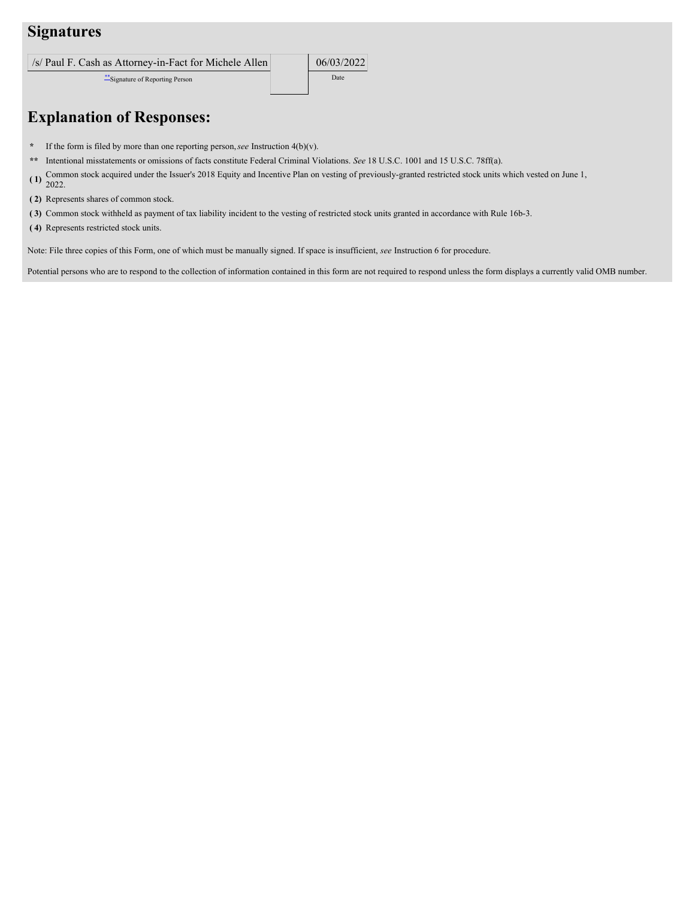## Signatures

| /s/ Paul F. Cash as Attorney-in-Fact for Michele Allen | | 06/03/2022 |
| --- | --- | --- |
| ** Signature of Reporting Person | | Date |

## Explanation of Responses:

\* If the form is filed by more than one reporting person, *see* Instruction 4(b)(v).

** Intentional misstatements or omissions of facts constitute Federal Criminal Violations. *See* 18 U.S.C. 1001 and 15 U.S.C. 78ff(a).

**( 1)** Common stock acquired under the Issuer's 2018 Equity and Incentive Plan on vesting of previously-granted restricted stock units which vested on June 1, 2022.

**( 2)** Represents shares of common stock.

**( 3)** Common stock withheld as payment of tax liability incident to the vesting of restricted stock units granted in accordance with Rule 16b-3.

**( 4)** Represents restricted stock units.

Note: File three copies of this Form, one of which must be manually signed. If space is insufficient, *see* Instruction 6 for procedure.

Potential persons who are to respond to the collection of information contained in this form are not required to respond unless the form displays a currently valid OMB number.